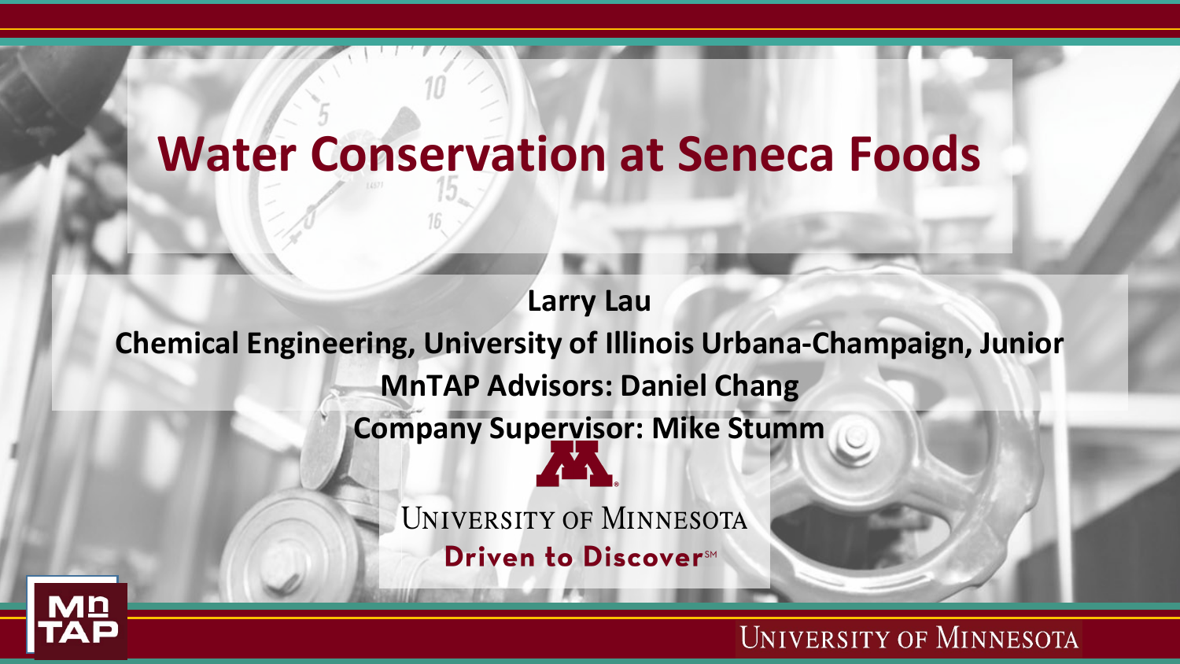# Water Conservation at Seneca Foods

**Larry Lau**

**Chemical Engineering, University of Illinois Urbana-Champaign, Junior**

**MnTAP Advisors: Daniel Chang**

**Company Supervisor: Mike Stumm**

University of Minnesota

Driven to Discover℠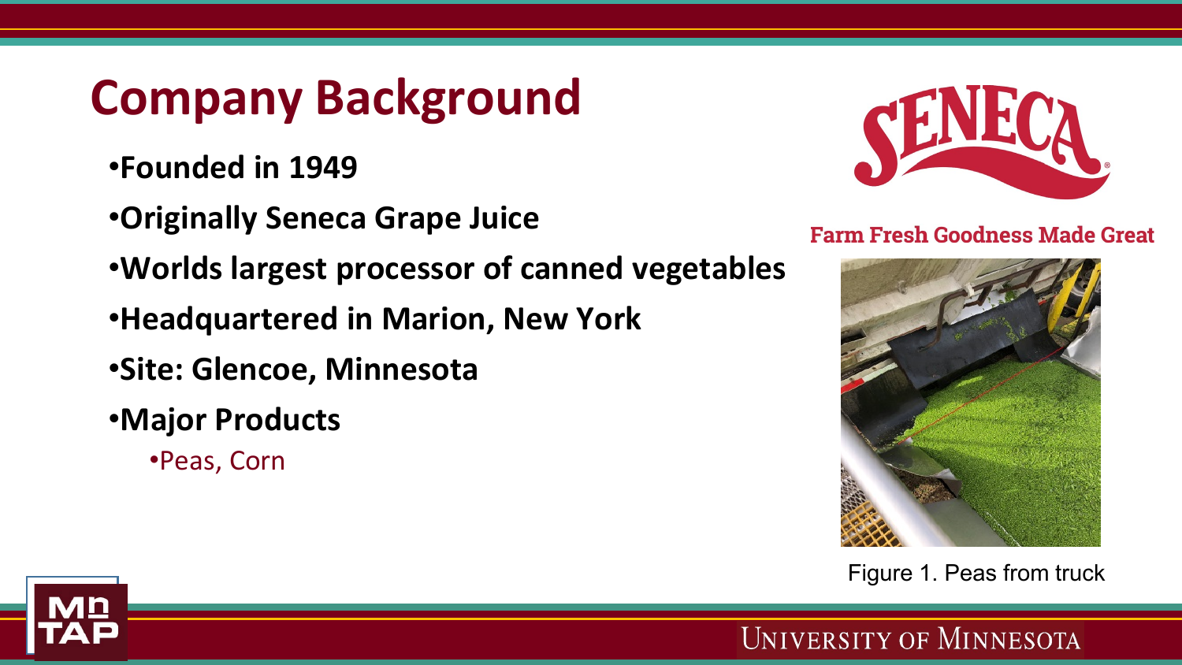# Company Background

- **Founded in 1949**
- **Originally Seneca Grape Juice**
- **Worlds largest processor of canned vegetables**
- **Headquartered in Marion, New York**
- **Site: Glencoe, Minnesota**
- **Major Products**
  - Peas, Corn

Farm Fresh Goodness Made Great

Figure 1. Peas from truck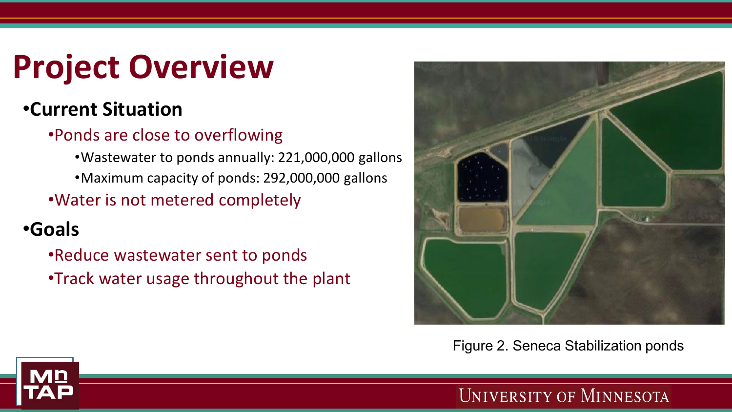# Project Overview

- **Current Situation**
  - Ponds are close to overflowing
    - Wastewater to ponds annually: 221,000,000 gallons
    - Maximum capacity of ponds: 292,000,000 gallons
  - Water is not metered completely
- **Goals**
  - Reduce wastewater sent to ponds
  - Track water usage throughout the plant

Figure 2. Seneca Stabilization ponds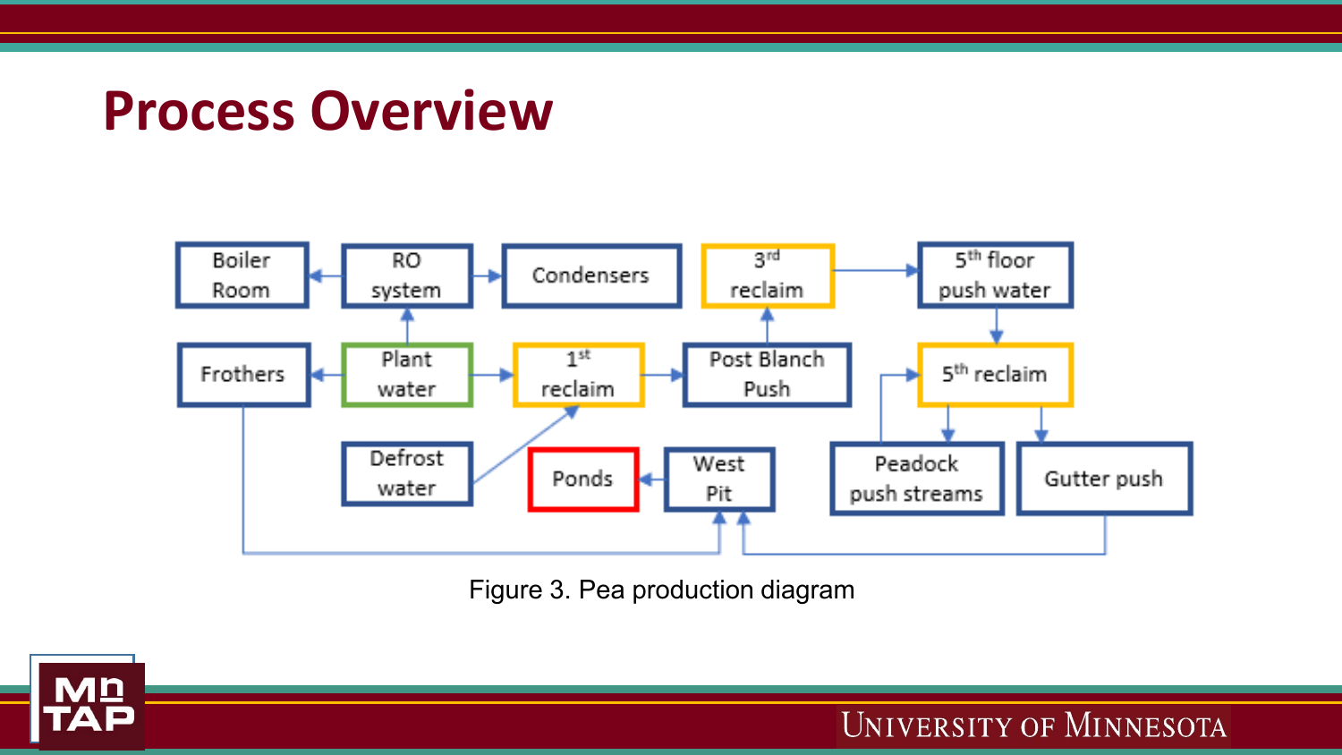# Process Overview

Boiler Room ← RO system → Condensers

RO system ← Plant water

Frothers ← Plant water → 1st reclaim → Post Blanch Push → 3rd reclaim → 5th floor push water → 5th reclaim

Defrost water → 1st reclaim

5th reclaim → Peadock push streams → 5th reclaim

5th reclaim → Gutter push

Frothers → West Pit

Gutter push → West Pit

West Pit → Ponds

Figure 3. Pea production diagram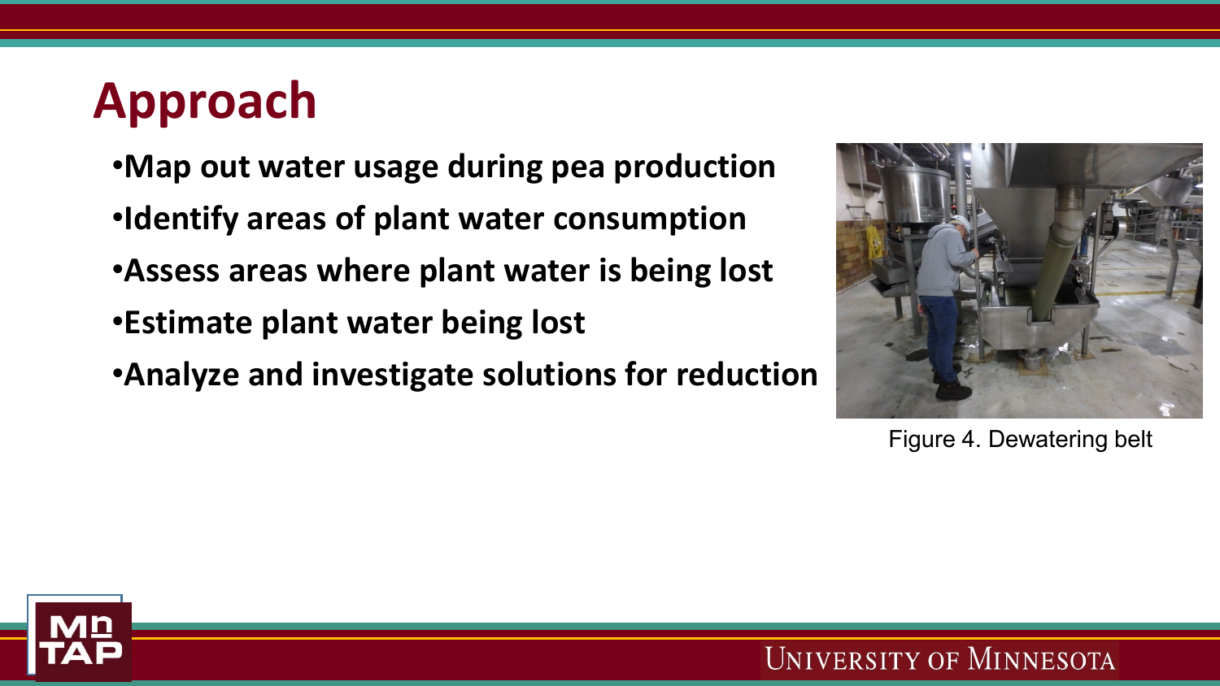# Approach

- **Map out water usage during pea production**
- **Identify areas of plant water consumption**
- **Assess areas where plant water is being lost**
- **Estimate plant water being lost**
- **Analyze and investigate solutions for reduction**

Figure 4. Dewatering belt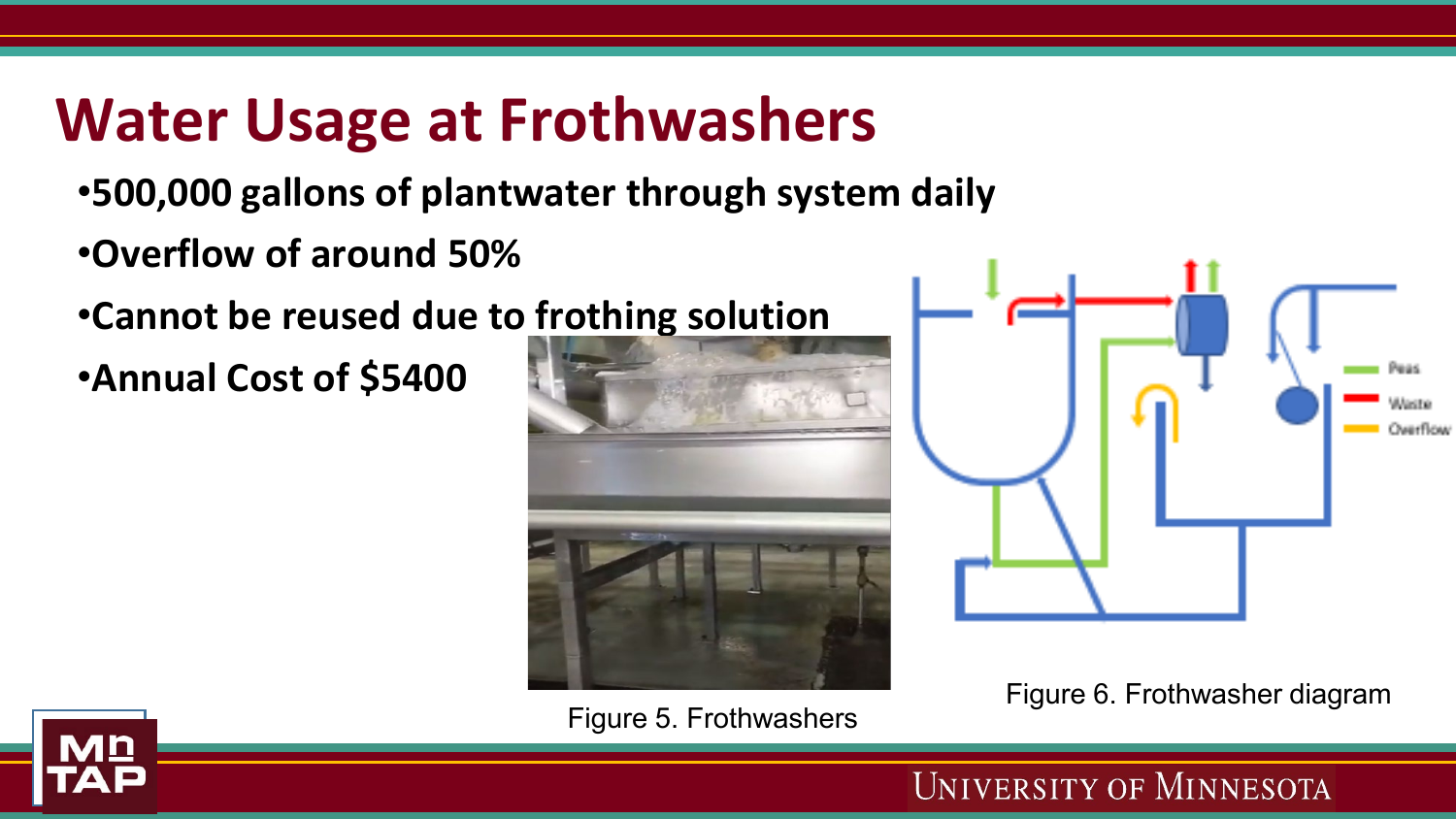# Water Usage at Frothwashers

- 500,000 gallons of plantwater through system daily
- Overflow of around 50%
- Cannot be reused due to frothing solution
- Annual Cost of $5400

Figure 5. Frothwashers

Figure 6. Frothwasher diagram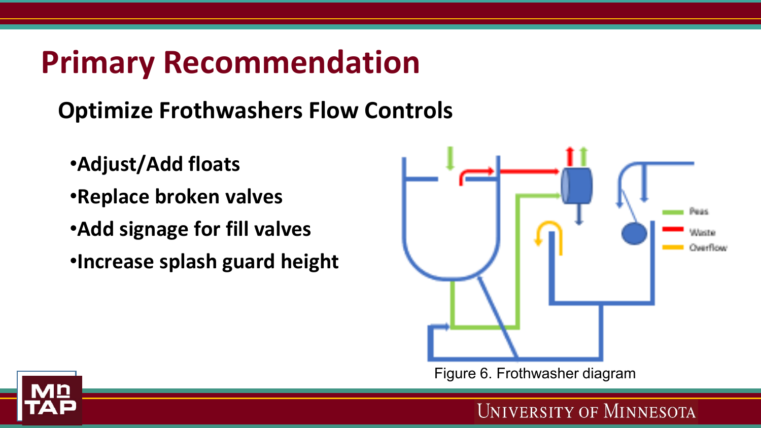# Primary Recommendation

## Optimize Frothwashers Flow Controls

- Adjust/Add floats
- Replace broken valves
- Add signage for fill valves
- Increase splash guard height

Figure 6. Frothwasher diagram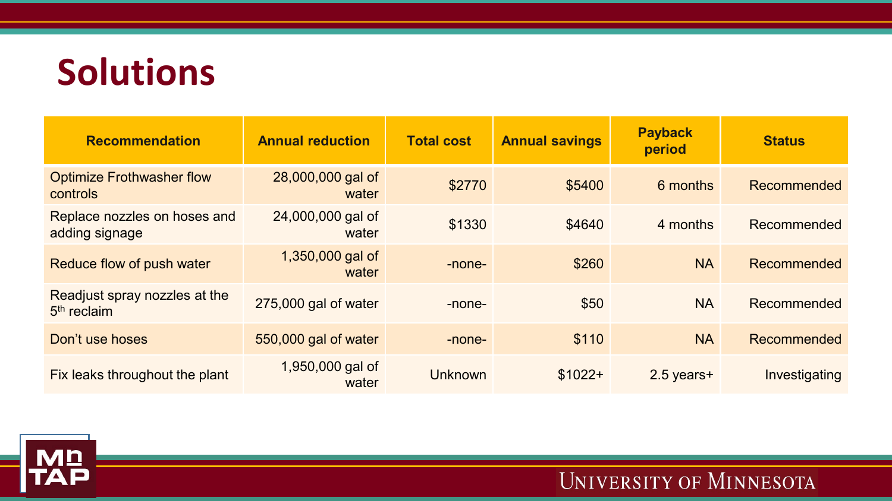# Solutions

| Recommendation | Annual reduction | Total cost | Annual savings | Payback period | Status |
|---|---|---|---|---|---|
| Optimize Frothwasher flow controls | 28,000,000 gal of water | $2770 | $5400 | 6 months | Recommended |
| Replace nozzles on hoses and adding signage | 24,000,000 gal of water | $1330 | $4640 | 4 months | Recommended |
| Reduce flow of push water | 1,350,000 gal of water | -none- | $260 | NA | Recommended |
| Readjust spray nozzles at the 5th reclaim | 275,000 gal of water | -none- | $50 | NA | Recommended |
| Don't use hoses | 550,000 gal of water | -none- | $110 | NA | Recommended |
| Fix leaks throughout the plant | 1,950,000 gal of water | Unknown | $1022+ | 2.5 years+ | Investigating |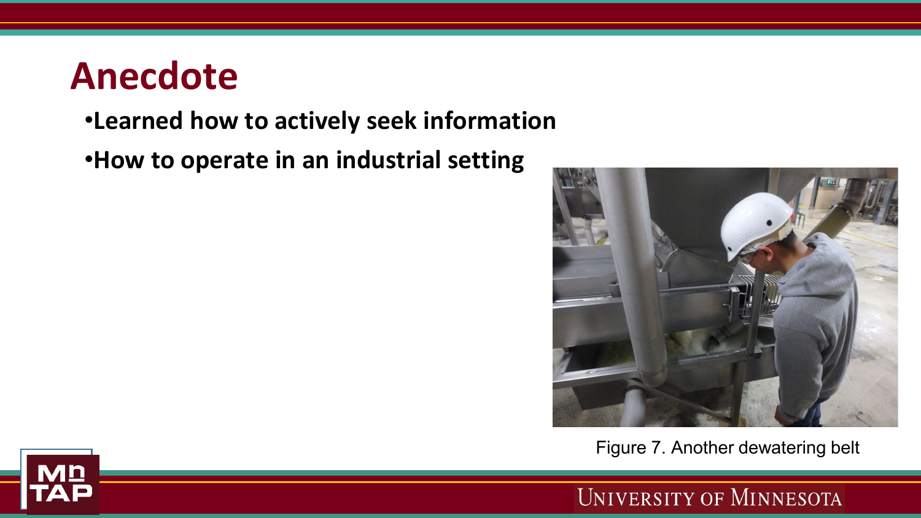# Anecdote

- **Learned how to actively seek information**
- **How to operate in an industrial setting**

Figure 7. Another dewatering belt